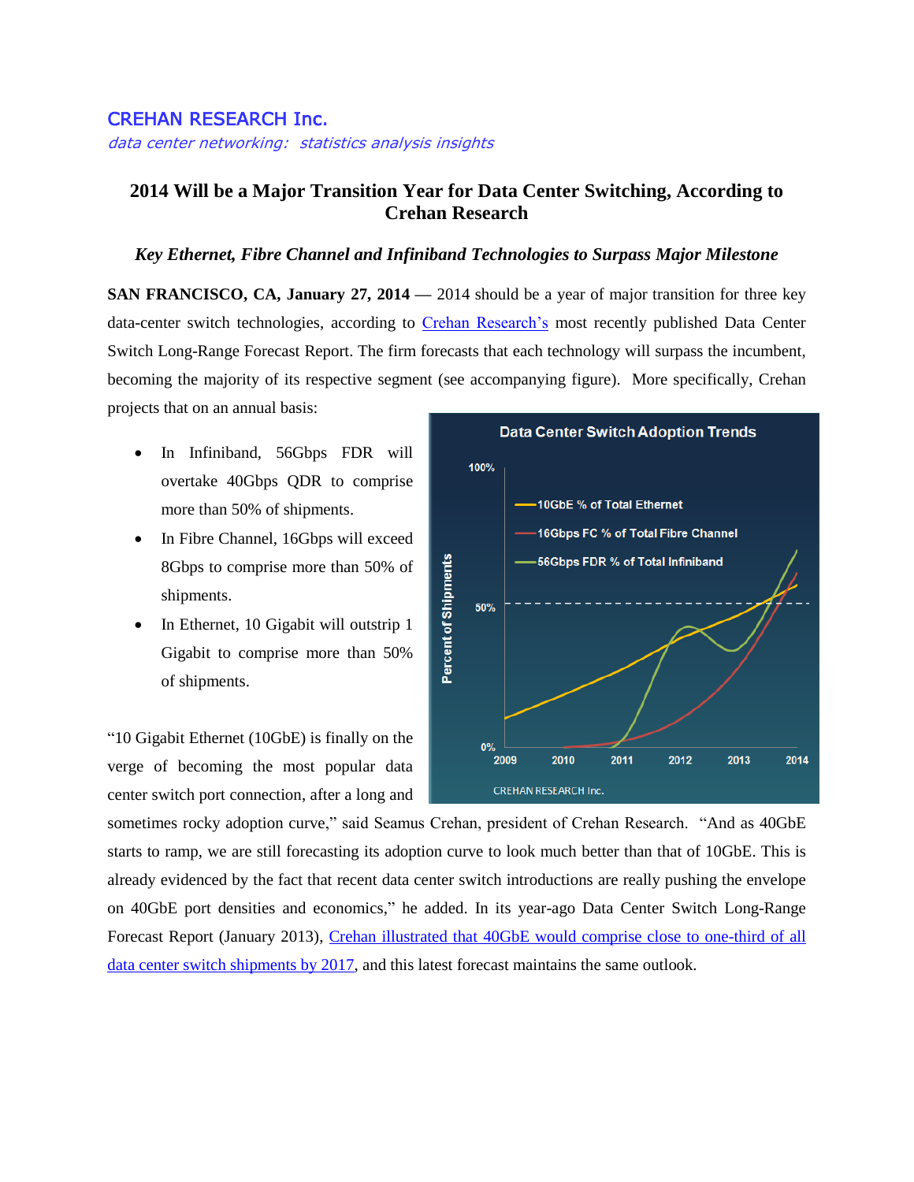CREHAN RESEARCH Inc.

*data center networking: statistics analysis insights*

# 2014 Will be a Major Transition Year for Data Center Switching, According to Crehan Research

### *Key Ethernet, Fibre Channel and Infiniband Technologies to Surpass Major Milestone*

**SAN FRANCISCO, CA, January 27, 2014** — 2014 should be a year of major transition for three key data-center switch technologies, according to Crehan Research's most recently published Data Center Switch Long-Range Forecast Report. The firm forecasts that each technology will surpass the incumbent, becoming the majority of its respective segment (see accompanying figure). More specifically, Crehan projects that on an annual basis:

- In Infiniband, 56Gbps FDR will overtake 40Gbps QDR to comprise more than 50% of shipments.
- In Fibre Channel, 16Gbps will exceed 8Gbps to comprise more than 50% of shipments.
- In Ethernet, 10 Gigabit will outstrip 1 Gigabit to comprise more than 50% of shipments.

"10 Gigabit Ethernet (10GbE) is finally on the verge of becoming the most popular data center switch port connection, after a long and sometimes rocky adoption curve," said Seamus Crehan, president of Crehan Research. "And as 40GbE starts to ramp, we are still forecasting its adoption curve to look much better than that of 10GbE. This is already evidenced by the fact that recent data center switch introductions are really pushing the envelope on 40GbE port densities and economics," he added. In its year-ago Data Center Switch Long-Range Forecast Report (January 2013), Crehan illustrated that 40GbE would comprise close to one-third of all data center switch shipments by 2017, and this latest forecast maintains the same outlook.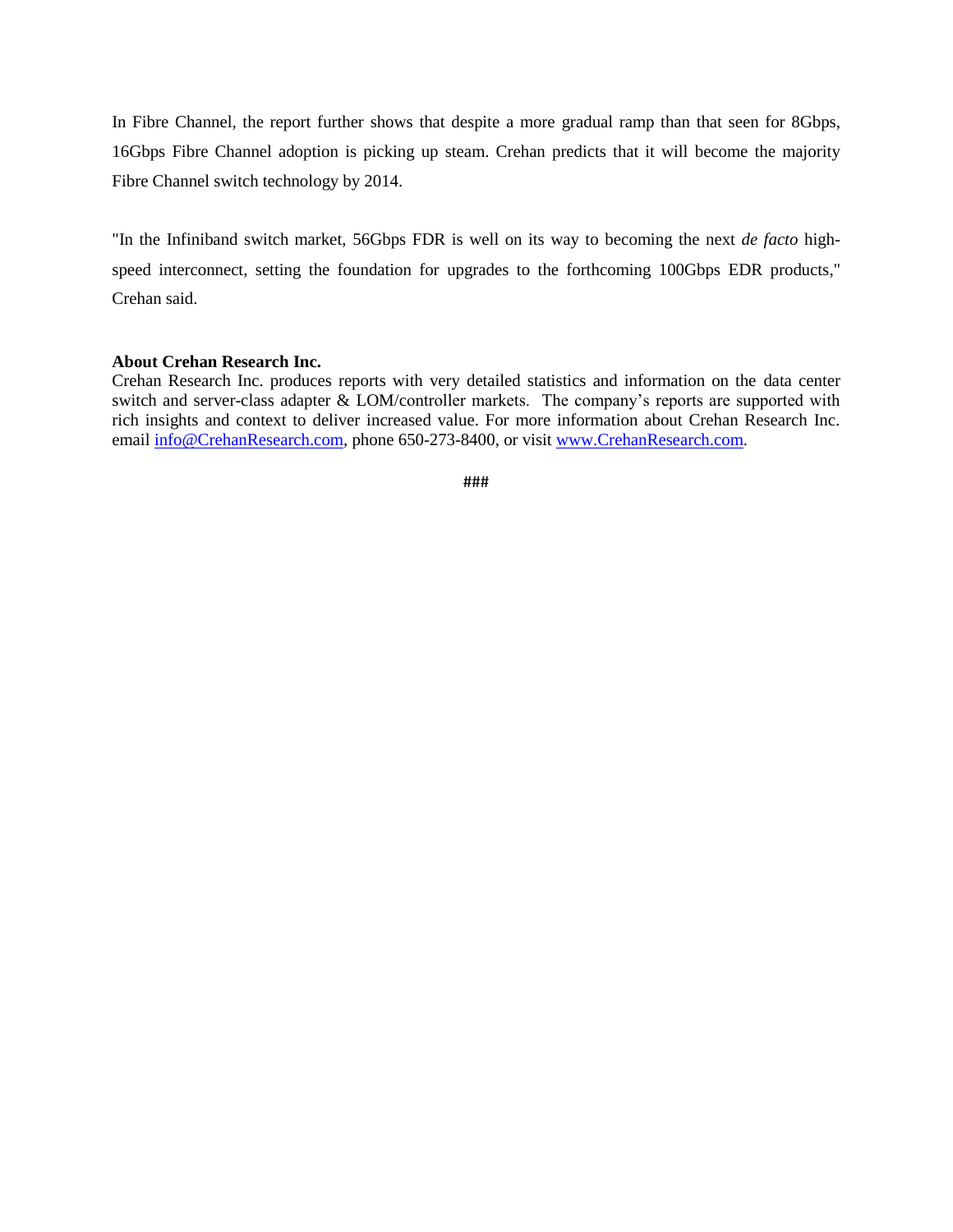In Fibre Channel, the report further shows that despite a more gradual ramp than that seen for 8Gbps, 16Gbps Fibre Channel adoption is picking up steam. Crehan predicts that it will become the majority Fibre Channel switch technology by 2014.

"In the Infiniband switch market, 56Gbps FDR is well on its way to becoming the next *de facto* high-speed interconnect, setting the foundation for upgrades to the forthcoming 100Gbps EDR products," Crehan said.

**About Crehan Research Inc.**

Crehan Research Inc. produces reports with very detailed statistics and information on the data center switch and server-class adapter & LOM/controller markets. The company's reports are supported with rich insights and context to deliver increased value. For more information about Crehan Research Inc. email info@CrehanResearch.com, phone 650-273-8400, or visit www.CrehanResearch.com.

###